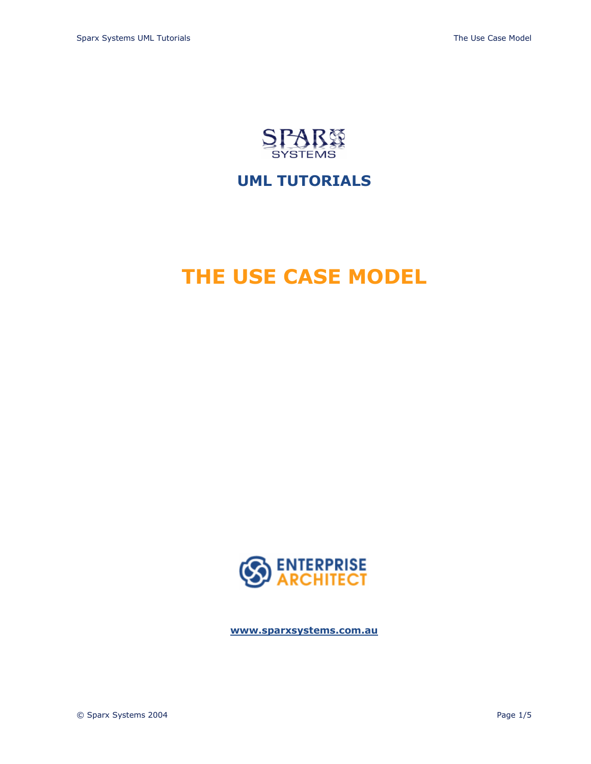SPARX SYSTEMS

## UML TUTORIALS

# THE USE CASE MODEL

ENTERPRISE ARCHITECT

**www.sparxsystems.com.au**

© Sparx Systems 2004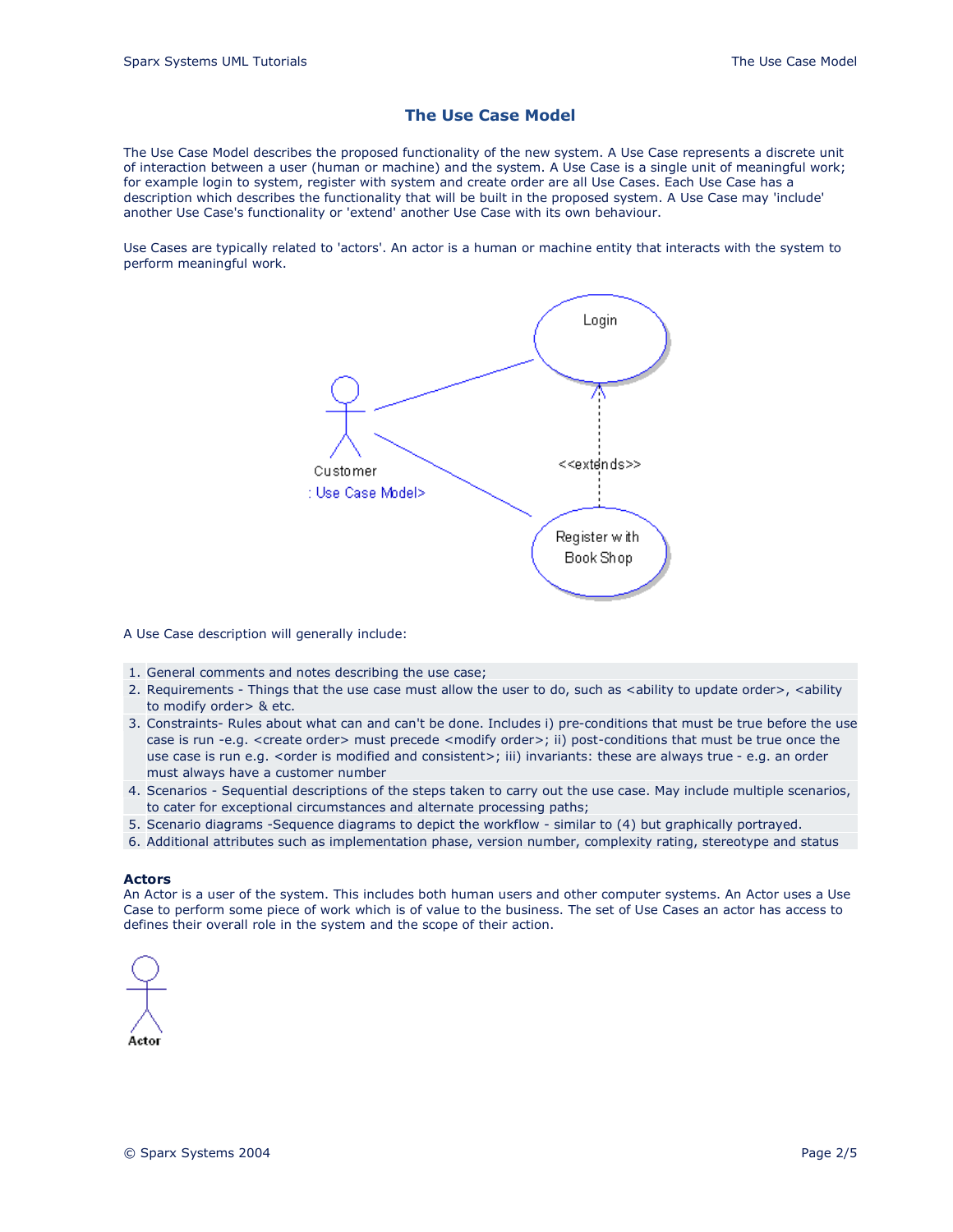# The Use Case Model

The Use Case Model describes the proposed functionality of the new system. A Use Case represents a discrete unit of interaction between a user (human or machine) and the system. A Use Case is a single unit of meaningful work; for example login to system, register with system and create order are all Use Cases. Each Use Case has a description which describes the functionality that will be built in the proposed system. A Use Case may 'include' another Use Case's functionality or 'extend' another Use Case with its own behaviour.

Use Cases are typically related to 'actors'. An actor is a human or machine entity that interacts with the system to perform meaningful work.

A Use Case description will generally include:

1. General comments and notes describing the use case;
2. Requirements - Things that the use case must allow the user to do, such as <ability to update order>, <ability to modify order> & etc.
3. Constraints- Rules about what can and can't be done. Includes i) pre-conditions that must be true before the use case is run -e.g. <create order> must precede <modify order>; ii) post-conditions that must be true once the use case is run e.g. <order is modified and consistent>; iii) invariants: these are always true - e.g. an order must always have a customer number
4. Scenarios - Sequential descriptions of the steps taken to carry out the use case. May include multiple scenarios, to cater for exceptional circumstances and alternate processing paths;
5. Scenario diagrams -Sequence diagrams to depict the workflow - similar to (4) but graphically portrayed.
6. Additional attributes such as implementation phase, version number, complexity rating, stereotype and status

### Actors

An Actor is a user of the system. This includes both human users and other computer systems. An Actor uses a Use Case to perform some piece of work which is of value to the business. The set of Use Cases an actor has access to defines their overall role in the system and the scope of their action.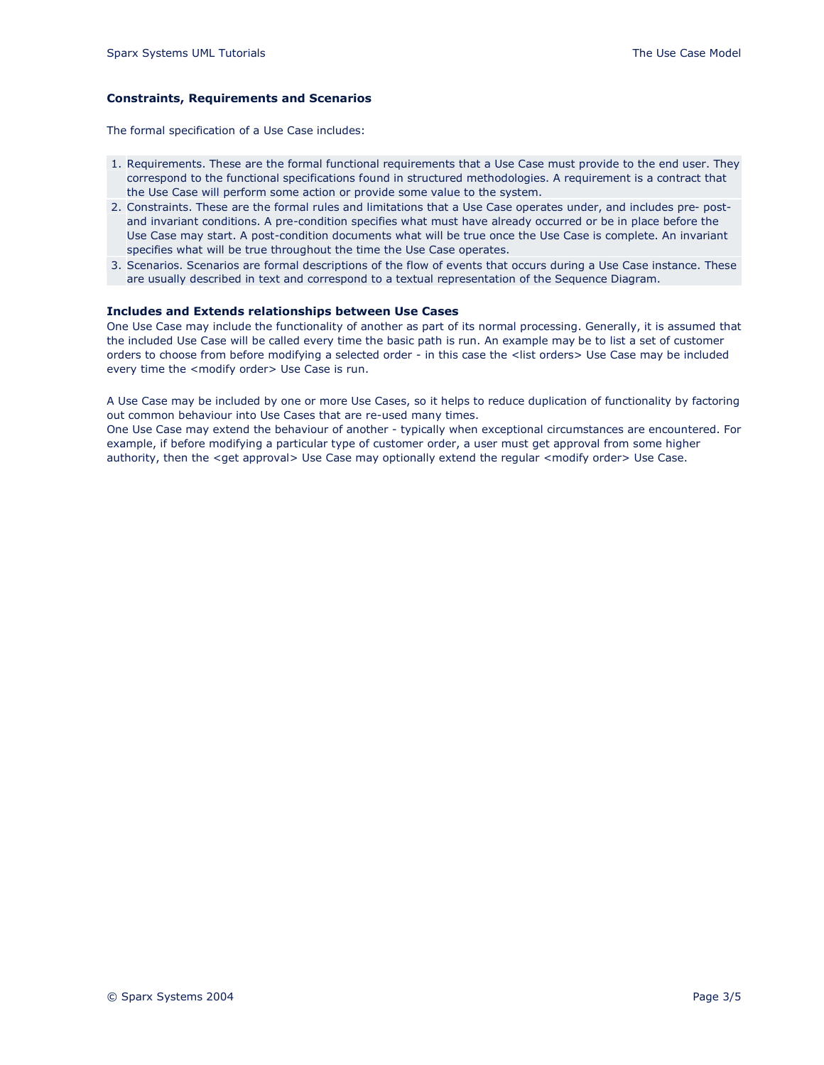### Constraints, Requirements and Scenarios

The formal specification of a Use Case includes:

1. Requirements. These are the formal functional requirements that a Use Case must provide to the end user. They correspond to the functional specifications found in structured methodologies. A requirement is a contract that the Use Case will perform some action or provide some value to the system.
2. Constraints. These are the formal rules and limitations that a Use Case operates under, and includes pre- post- and invariant conditions. A pre-condition specifies what must have already occurred or be in place before the Use Case may start. A post-condition documents what will be true once the Use Case is complete. An invariant specifies what will be true throughout the time the Use Case operates.
3. Scenarios. Scenarios are formal descriptions of the flow of events that occurs during a Use Case instance. These are usually described in text and correspond to a textual representation of the Sequence Diagram.

### Includes and Extends relationships between Use Cases

One Use Case may include the functionality of another as part of its normal processing. Generally, it is assumed that the included Use Case will be called every time the basic path is run. An example may be to list a set of customer orders to choose from before modifying a selected order - in this case the <list orders> Use Case may be included every time the <modify order> Use Case is run.

A Use Case may be included by one or more Use Cases, so it helps to reduce duplication of functionality by factoring out common behaviour into Use Cases that are re-used many times.
One Use Case may extend the behaviour of another - typically when exceptional circumstances are encountered. For example, if before modifying a particular type of customer order, a user must get approval from some higher authority, then the <get approval> Use Case may optionally extend the regular <modify order> Use Case.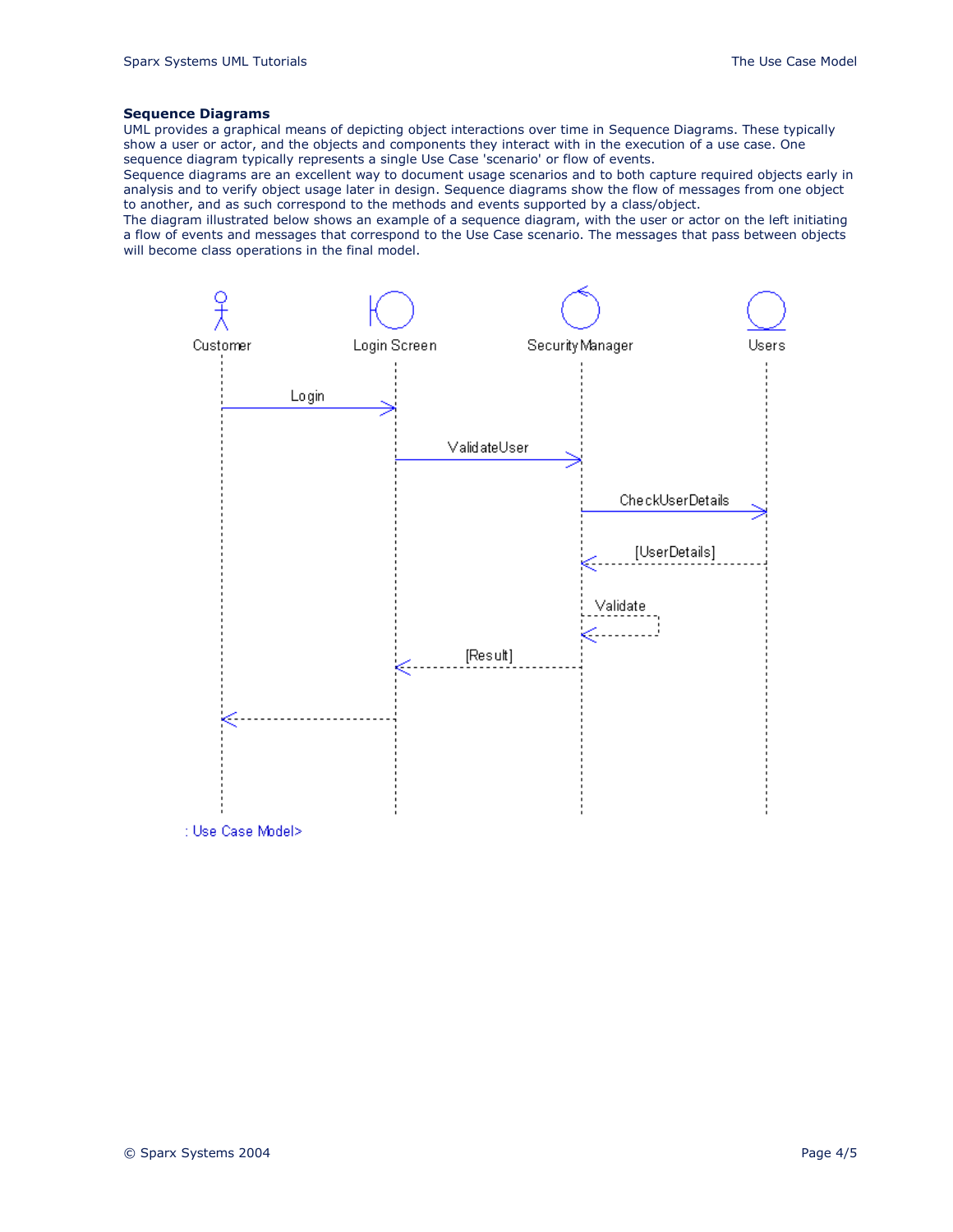### Sequence Diagrams

UML provides a graphical means of depicting object interactions over time in Sequence Diagrams. These typically show a user or actor, and the objects and components they interact with in the execution of a use case. One sequence diagram typically represents a single Use Case 'scenario' or flow of events.

Sequence diagrams are an excellent way to document usage scenarios and to both capture required objects early in analysis and to verify object usage later in design. Sequence diagrams show the flow of messages from one object to another, and as such correspond to the methods and events supported by a class/object.

The diagram illustrated below shows an example of a sequence diagram, with the user or actor on the left initiating a flow of events and messages that correspond to the Use Case scenario. The messages that pass between objects will become class operations in the final model.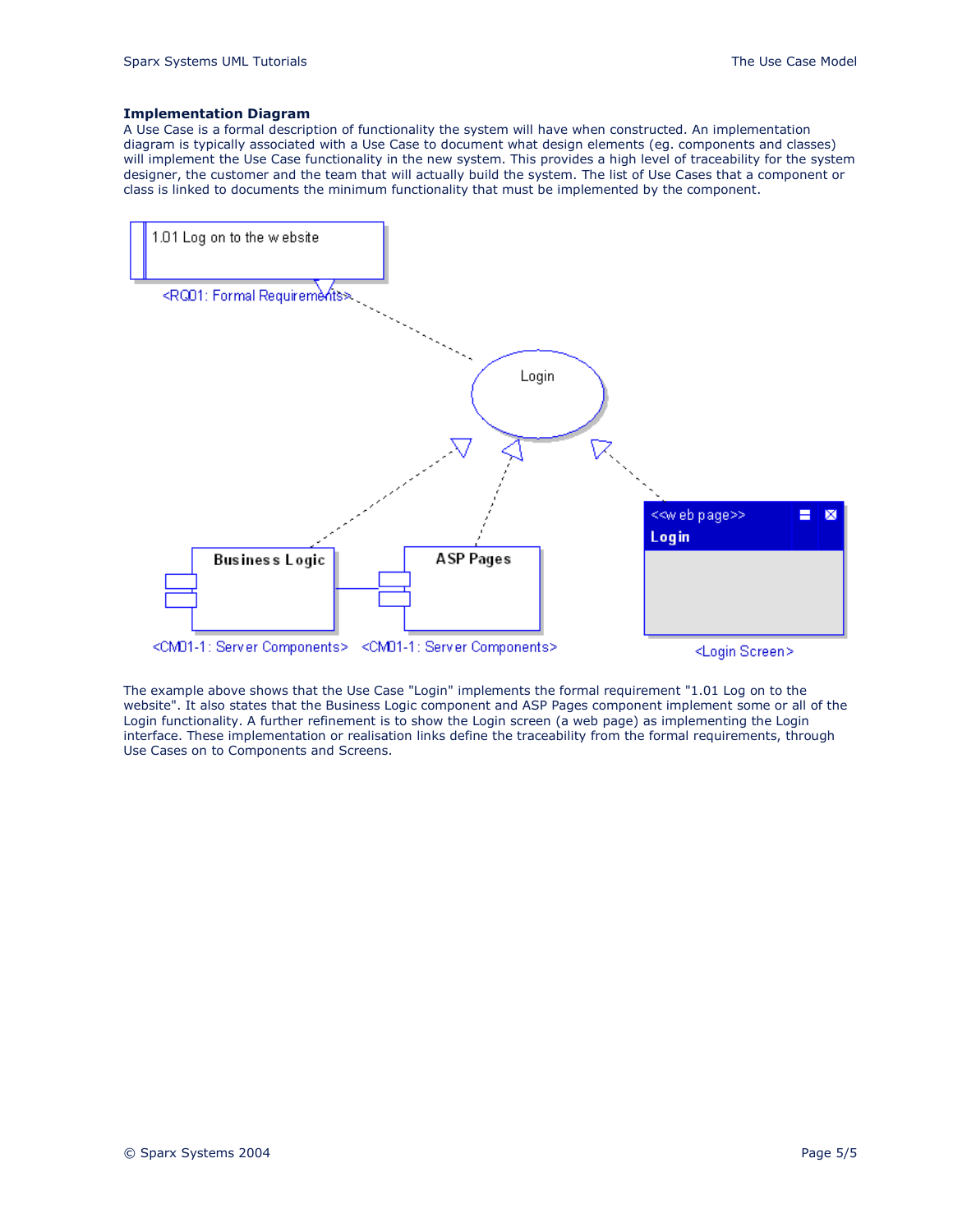### Implementation Diagram

A Use Case is a formal description of functionality the system will have when constructed. An implementation diagram is typically associated with a Use Case to document what design elements (eg. components and classes) will implement the Use Case functionality in the new system. This provides a high level of traceability for the system designer, the customer and the team that will actually build the system. The list of Use Cases that a component or class is linked to documents the minimum functionality that must be implemented by the component.

1.01 Log on to the website

<RQ01: Formal Requirements>

Login

Business Logic

<CM01-1: Server Components>

ASP Pages

<CM01-1: Server Components>

<<web page>>

Login

<Login Screen>

The example above shows that the Use Case "Login" implements the formal requirement "1.01 Log on to the website". It also states that the Business Logic component and ASP Pages component implement some or all of the Login functionality. A further refinement is to show the Login screen (a web page) as implementing the Login interface. These implementation or realisation links define the traceability from the formal requirements, through Use Cases on to Components and Screens.